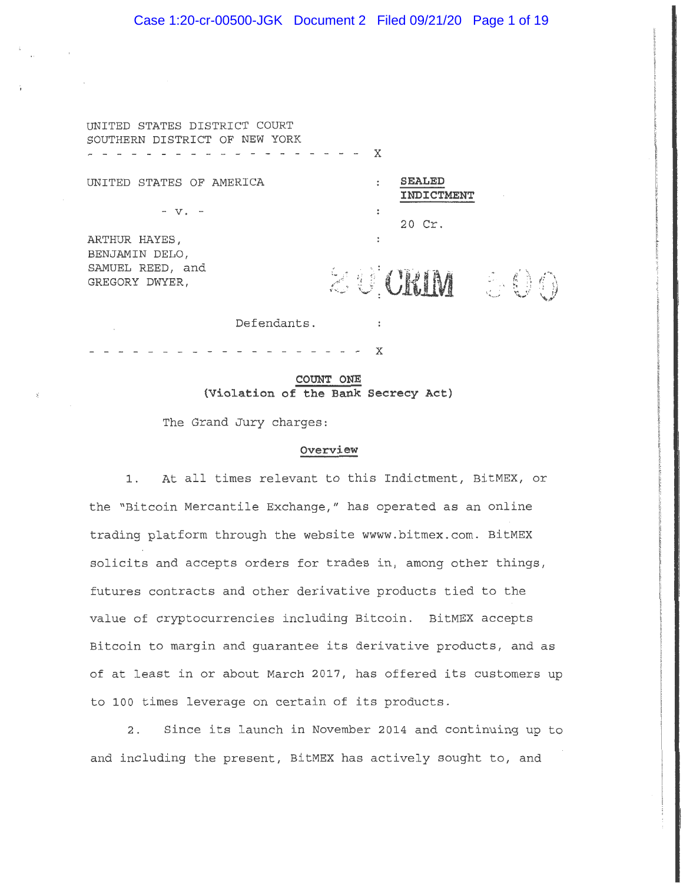UNITED STATES DISTRICT COURT
SOUTHERN DISTRICT OF NEW YORK

- - - - - - - - - - - - - - - - - - - - - X

UNITED STATES OF AMERICA : **SEALED INDICTMENT**

- v. - : 20 Cr.

ARTHUR HAYES, :
BENJAMIN DELO,
SAMUEL REED, and :
GREGORY DWYER, 20 CRIM 500

Defendants. :

- - - - - - - - - - - - - - - - - - - - - X

**COUNT ONE**
**(Violation of the Bank Secrecy Act)**

The Grand Jury charges:

**Overview**

1. At all times relevant to this Indictment, BitMEX, or the "Bitcoin Mercantile Exchange," has operated as an online trading platform through the website wwww.bitmex.com. BitMEX solicits and accepts orders for trades in, among other things, futures contracts and other derivative products tied to the value of cryptocurrencies including Bitcoin. BitMEX accepts Bitcoin to margin and guarantee its derivative products, and as of at least in or about March 2017, has offered its customers up to 100 times leverage on certain of its products.

2. Since its launch in November 2014 and continuing up to and including the present, BitMEX has actively sought to, and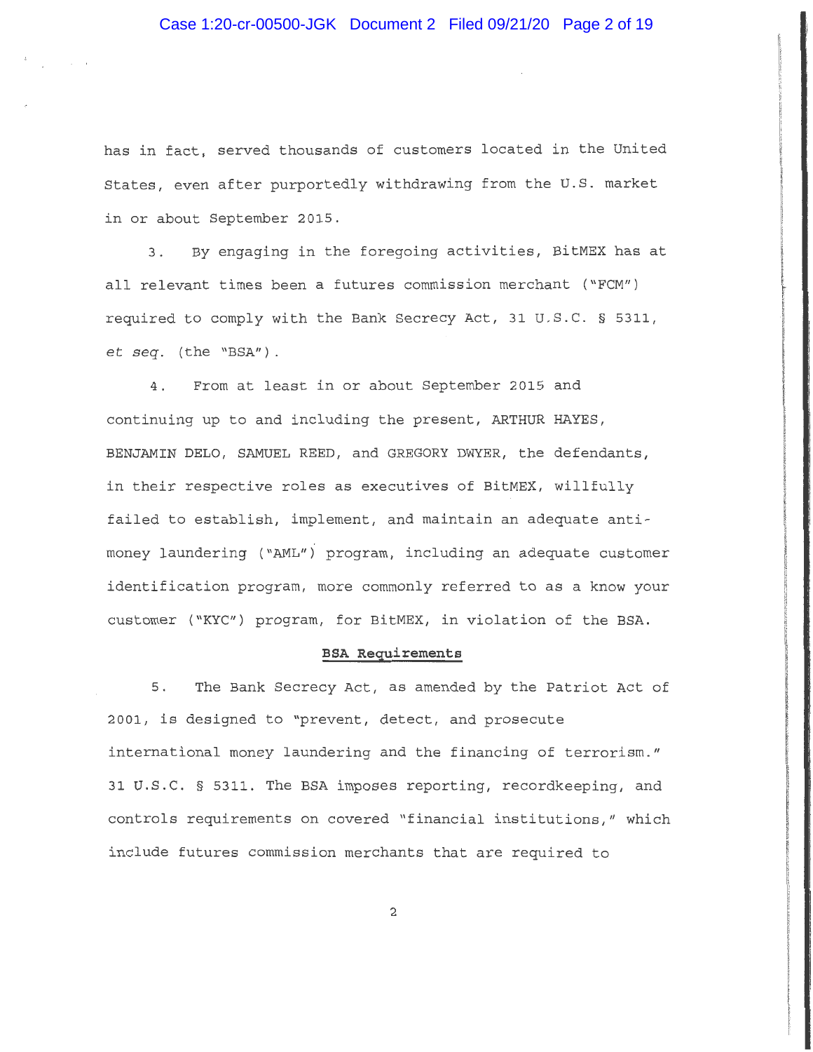has in fact, served thousands of customers located in the United States, even after purportedly withdrawing from the U.S. market in or about September 2015.

3. By engaging in the foregoing activities, BitMEX has at all relevant times been a futures commission merchant ("FCM") required to comply with the Bank Secrecy Act, 31 U.S.C. § 5311, *et seq.* (the "BSA").

4. From at least in or about September 2015 and continuing up to and including the present, ARTHUR HAYES, BENJAMIN DELO, SAMUEL REED, and GREGORY DWYER, the defendants, in their respective roles as executives of BitMEX, willfully failed to establish, implement, and maintain an adequate anti-money laundering ("AML") program, including an adequate customer identification program, more commonly referred to as a know your customer ("KYC") program, for BitMEX, in violation of the BSA.

**BSA Requirements**

5. The Bank Secrecy Act, as amended by the Patriot Act of 2001, is designed to "prevent, detect, and prosecute international money laundering and the financing of terrorism." 31 U.S.C. § 5311. The BSA imposes reporting, recordkeeping, and controls requirements on covered "financial institutions," which include futures commission merchants that are required to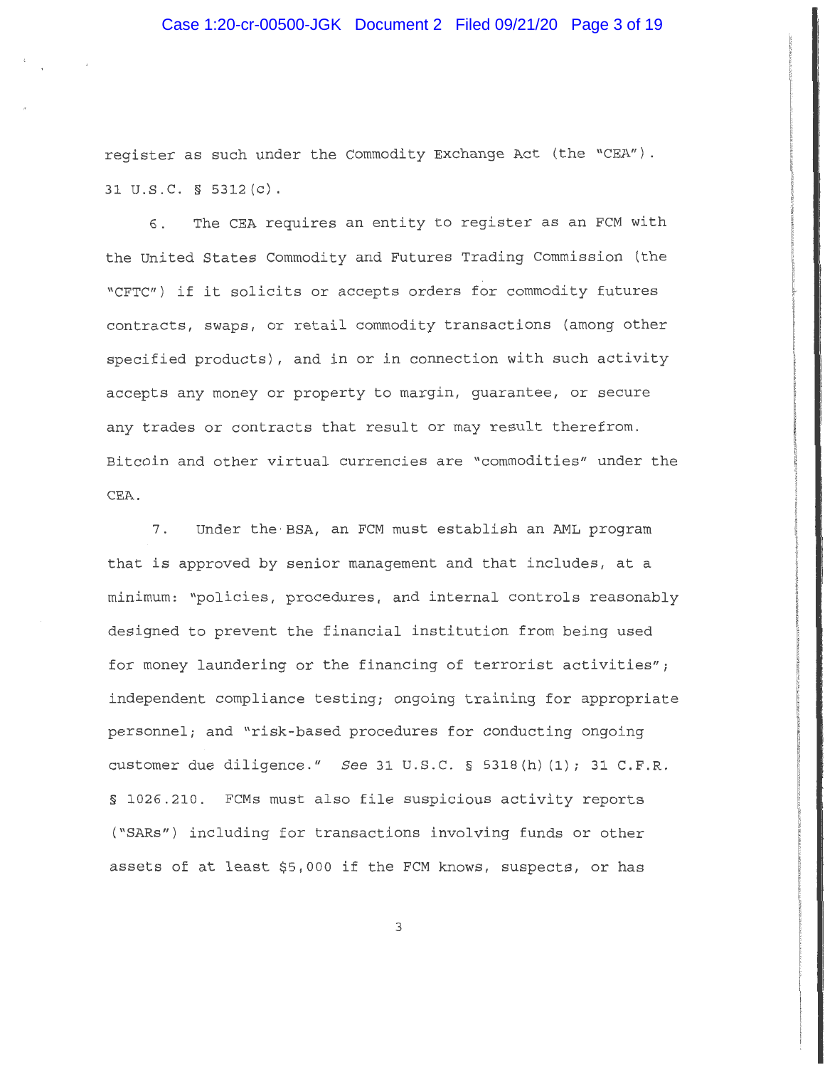register as such under the Commodity Exchange Act (the "CEA"). 31 U.S.C. § 5312(c).

6. The CEA requires an entity to register as an FCM with the United States Commodity and Futures Trading Commission (the "CFTC") if it solicits or accepts orders for commodity futures contracts, swaps, or retail commodity transactions (among other specified products), and in or in connection with such activity accepts any money or property to margin, guarantee, or secure any trades or contracts that result or may result therefrom. Bitcoin and other virtual currencies are "commodities" under the CEA.

7. Under the BSA, an FCM must establish an AML program that is approved by senior management and that includes, at a minimum: "policies, procedures, and internal controls reasonably designed to prevent the financial institution from being used for money laundering or the financing of terrorist activities"; independent compliance testing; ongoing training for appropriate personnel; and "risk-based procedures for conducting ongoing customer due diligence." *See* 31 U.S.C. § 5318(h)(1); 31 C.F.R. § 1026.210. FCMs must also file suspicious activity reports ("SARs") including for transactions involving funds or other assets of at least $5,000 if the FCM knows, suspects, or has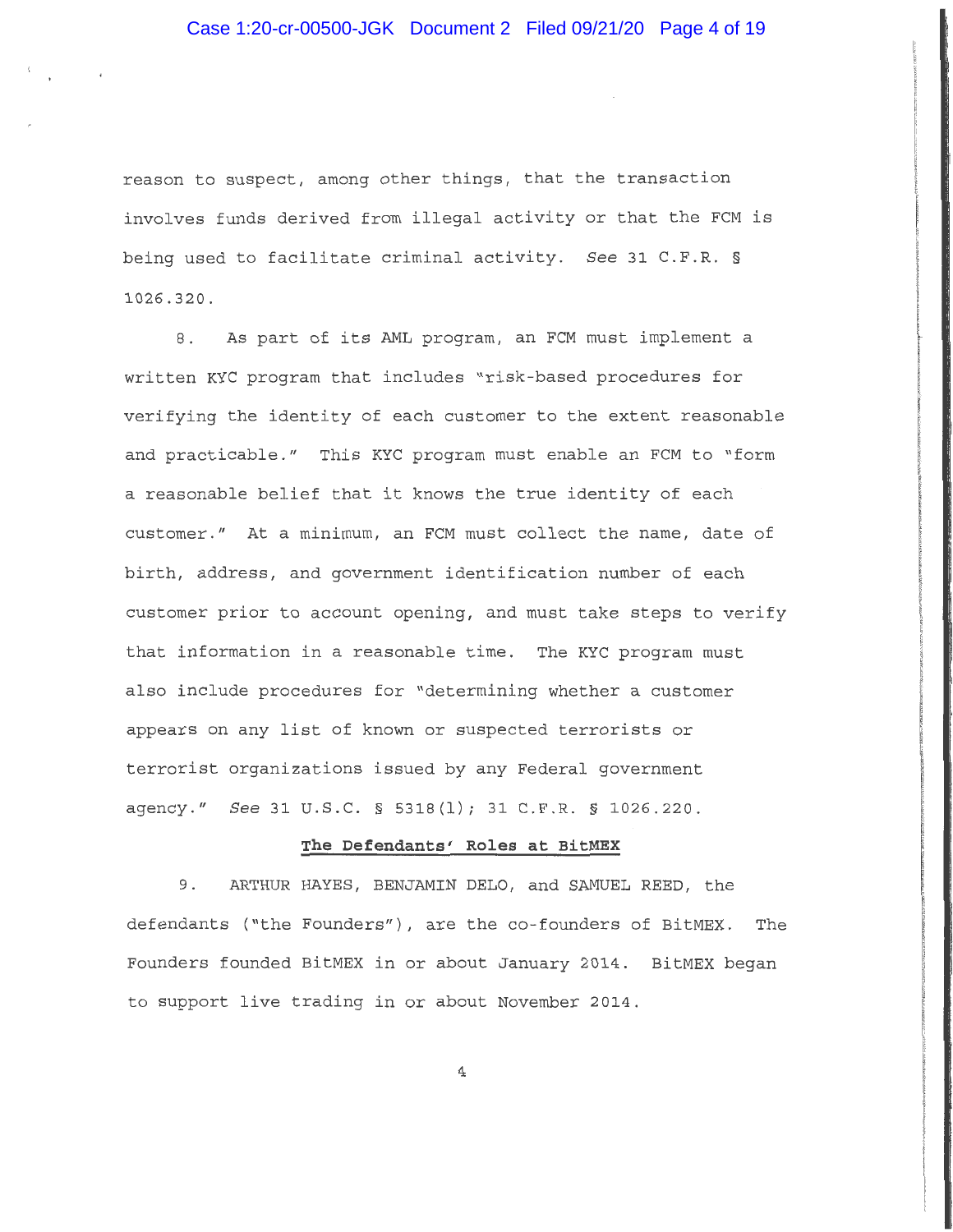reason to suspect, among other things, that the transaction involves funds derived from illegal activity or that the FCM is being used to facilitate criminal activity. *See* 31 C.F.R. § 1026.320.

8. As part of its AML program, an FCM must implement a written KYC program that includes "risk-based procedures for verifying the identity of each customer to the extent reasonable and practicable." This KYC program must enable an FCM to "form a reasonable belief that it knows the true identity of each customer." At a minimum, an FCM must collect the name, date of birth, address, and government identification number of each customer prior to account opening, and must take steps to verify that information in a reasonable time. The KYC program must also include procedures for "determining whether a customer appears on any list of known or suspected terrorists or terrorist organizations issued by any Federal government agency." *See* 31 U.S.C. § 5318(l); 31 C.F.R. § 1026.220.

**The Defendants' Roles at BitMEX**

9. ARTHUR HAYES, BENJAMIN DELO, and SAMUEL REED, the defendants ("the Founders"), are the co-founders of BitMEX. The Founders founded BitMEX in or about January 2014. BitMEX began to support live trading in or about November 2014.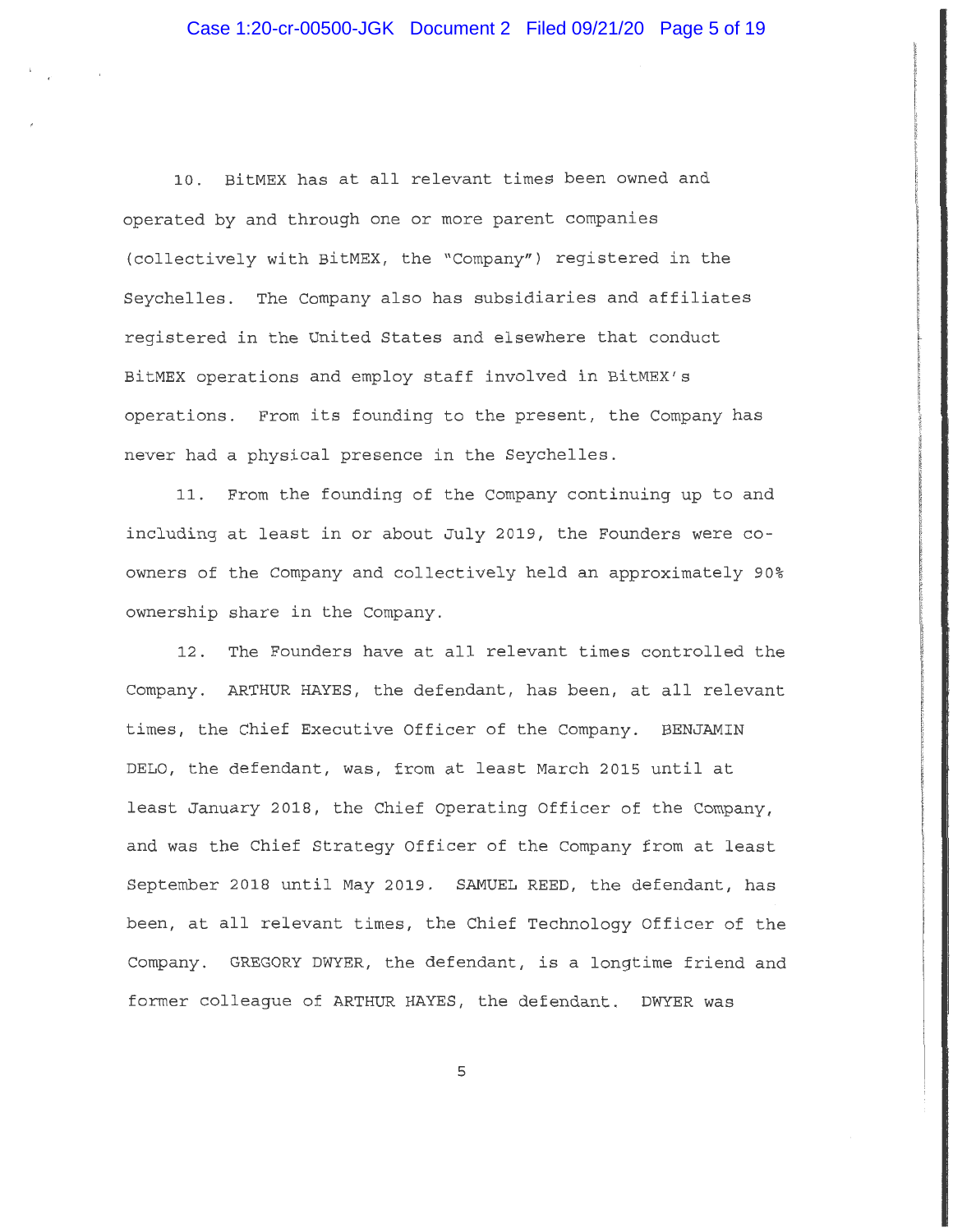10. BitMEX has at all relevant times been owned and operated by and through one or more parent companies (collectively with BitMEX, the "Company") registered in the Seychelles. The Company also has subsidiaries and affiliates registered in the United States and elsewhere that conduct BitMEX operations and employ staff involved in BitMEX's operations. From its founding to the present, the Company has never had a physical presence in the Seychelles.

11. From the founding of the Company continuing up to and including at least in or about July 2019, the Founders were co-owners of the Company and collectively held an approximately 90% ownership share in the Company.

12. The Founders have at all relevant times controlled the Company. ARTHUR HAYES, the defendant, has been, at all relevant times, the Chief Executive Officer of the Company. BENJAMIN DELO, the defendant, was, from at least March 2015 until at least January 2018, the Chief Operating Officer of the Company, and was the Chief Strategy Officer of the Company from at least September 2018 until May 2019. SAMUEL REED, the defendant, has been, at all relevant times, the Chief Technology Officer of the Company. GREGORY DWYER, the defendant, is a longtime friend and former colleague of ARTHUR HAYES, the defendant. DWYER was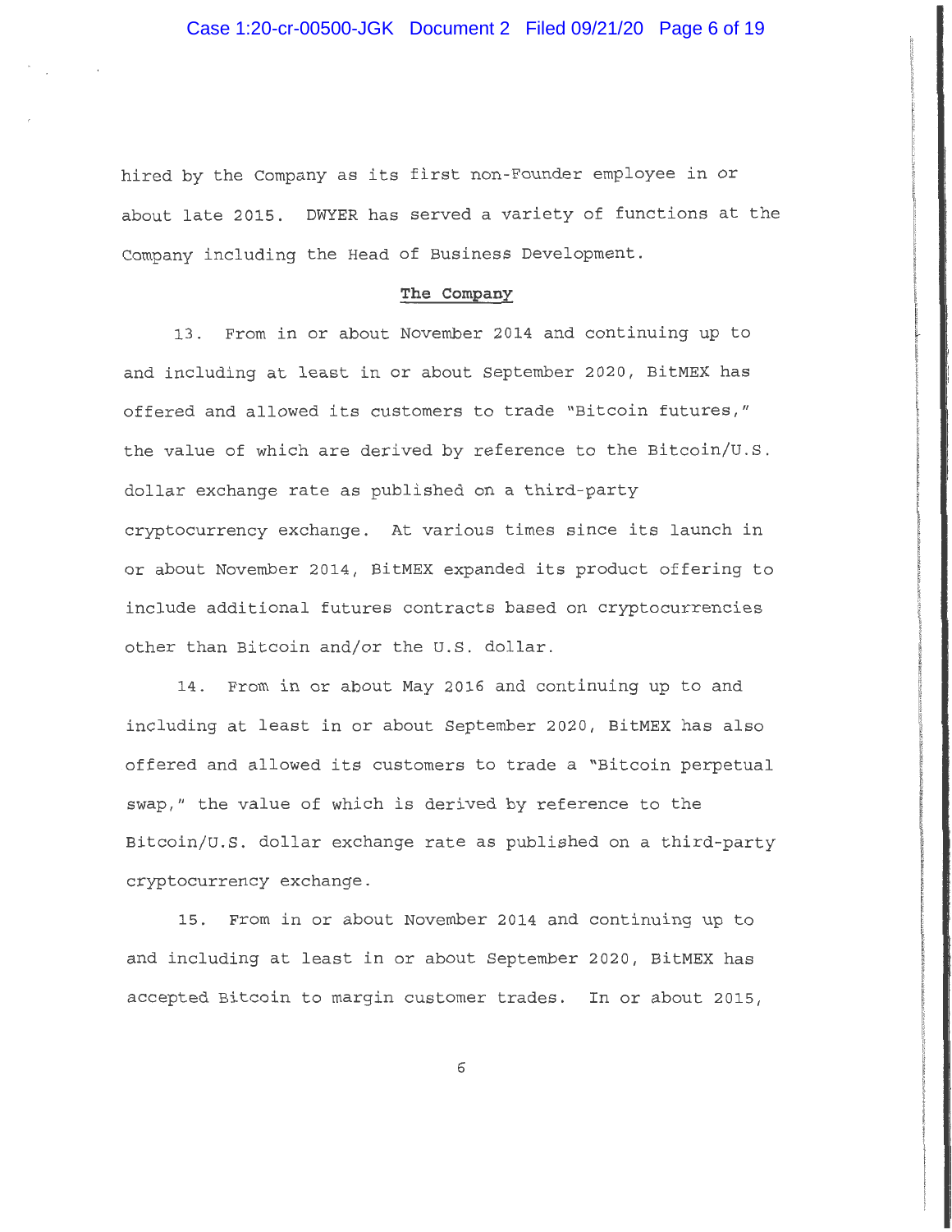hired by the Company as its first non-Founder employee in or about late 2015. DWYER has served a variety of functions at the Company including the Head of Business Development.

**The Company**

13. From in or about November 2014 and continuing up to and including at least in or about September 2020, BitMEX has offered and allowed its customers to trade "Bitcoin futures," the value of which are derived by reference to the Bitcoin/U.S. dollar exchange rate as published on a third-party cryptocurrency exchange. At various times since its launch in or about November 2014, BitMEX expanded its product offering to include additional futures contracts based on cryptocurrencies other than Bitcoin and/or the U.S. dollar.

14. From in or about May 2016 and continuing up to and including at least in or about September 2020, BitMEX has also offered and allowed its customers to trade a "Bitcoin perpetual swap," the value of which is derived by reference to the Bitcoin/U.S. dollar exchange rate as published on a third-party cryptocurrency exchange.

15. From in or about November 2014 and continuing up to and including at least in or about September 2020, BitMEX has accepted Bitcoin to margin customer trades. In or about 2015,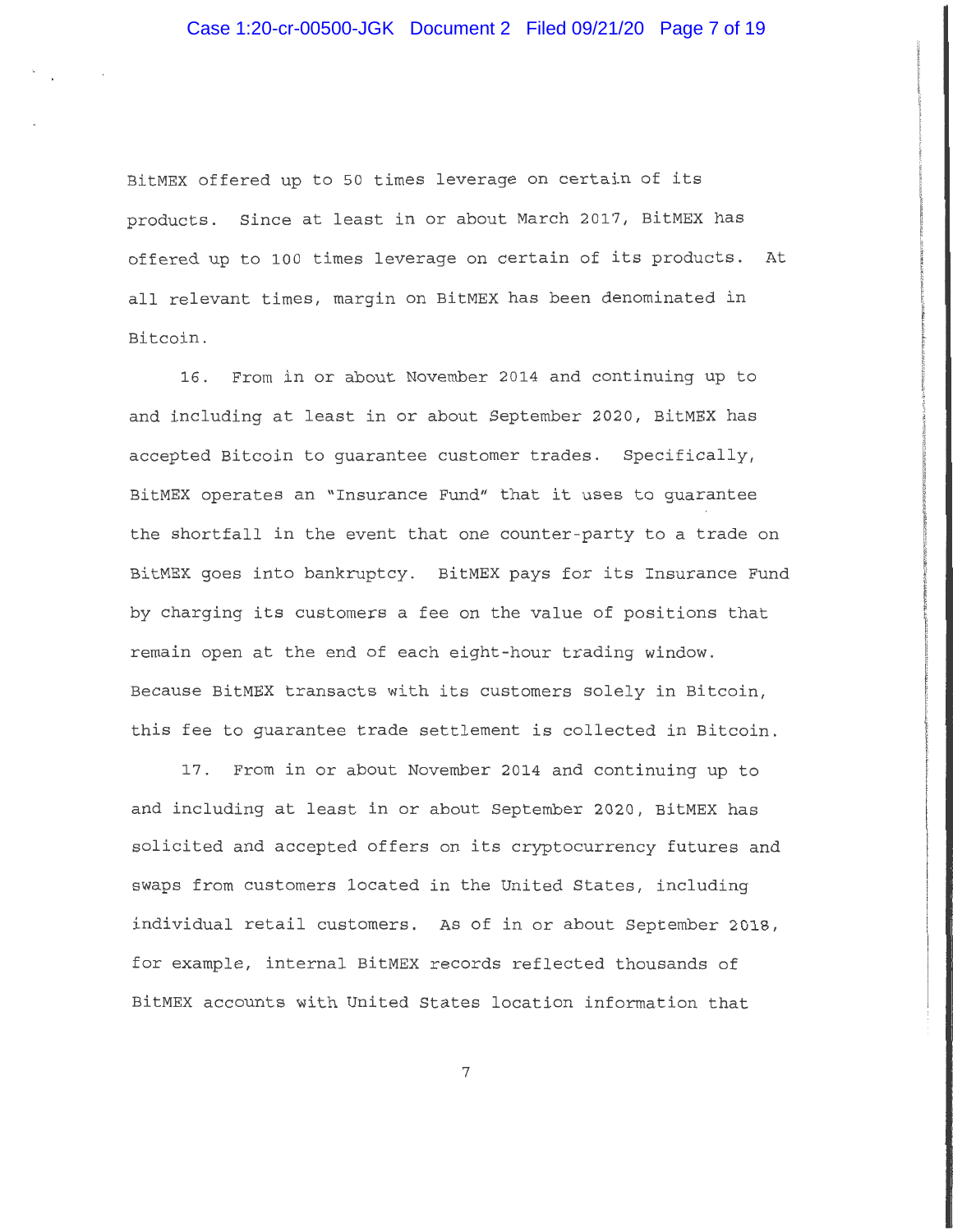BitMEX offered up to 50 times leverage on certain of its products. Since at least in or about March 2017, BitMEX has offered up to 100 times leverage on certain of its products. At all relevant times, margin on BitMEX has been denominated in Bitcoin.

16. From in or about November 2014 and continuing up to and including at least in or about September 2020, BitMEX has accepted Bitcoin to guarantee customer trades. Specifically, BitMEX operates an "Insurance Fund" that it uses to guarantee the shortfall in the event that one counter-party to a trade on BitMEX goes into bankruptcy. BitMEX pays for its Insurance Fund by charging its customers a fee on the value of positions that remain open at the end of each eight-hour trading window. Because BitMEX transacts with its customers solely in Bitcoin, this fee to guarantee trade settlement is collected in Bitcoin.

17. From in or about November 2014 and continuing up to and including at least in or about September 2020, BitMEX has solicited and accepted offers on its cryptocurrency futures and swaps from customers located in the United States, including individual retail customers. As of in or about September 2018, for example, internal BitMEX records reflected thousands of BitMEX accounts with United States location information that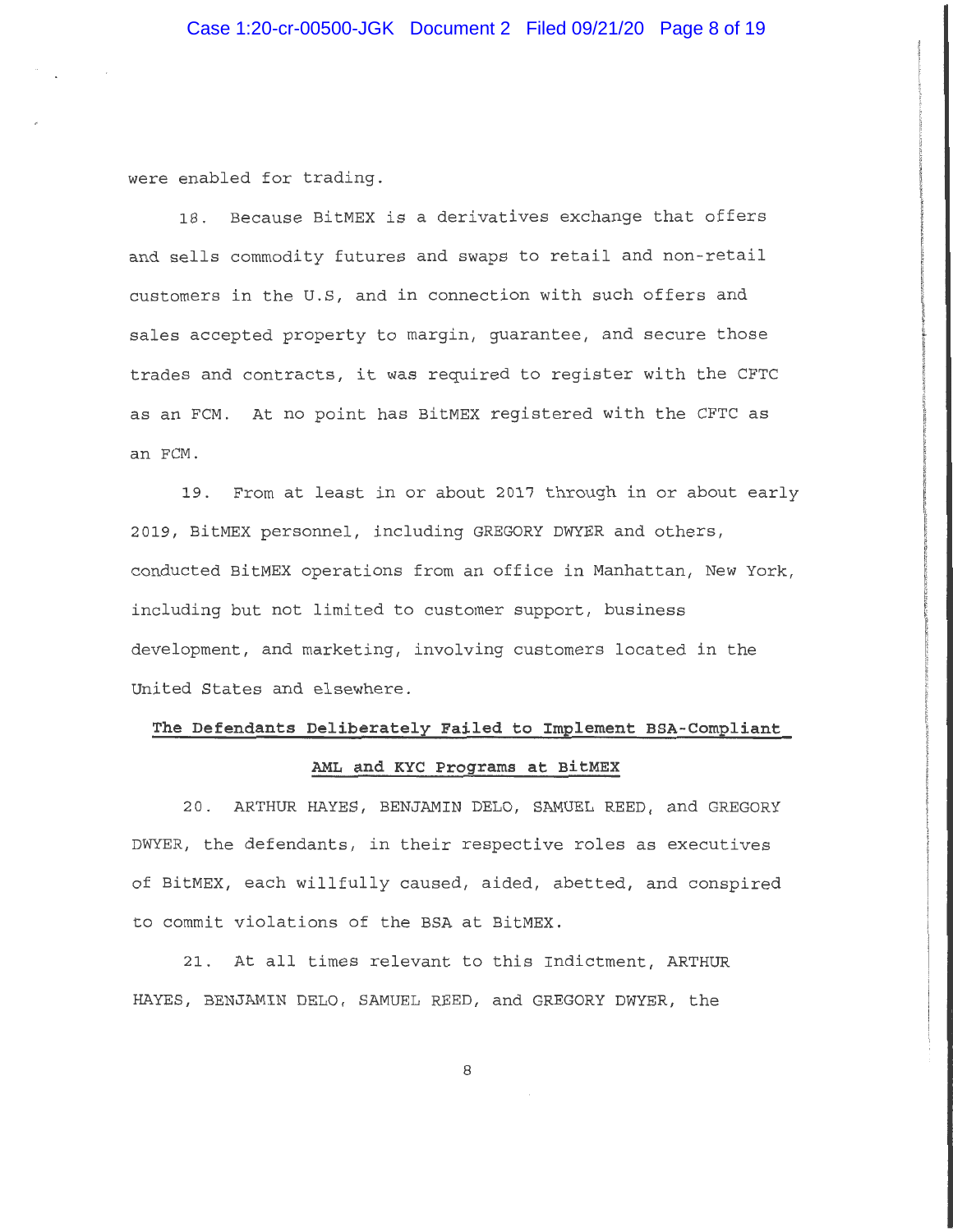were enabled for trading.

18. Because BitMEX is a derivatives exchange that offers and sells commodity futures and swaps to retail and non-retail customers in the U.S, and in connection with such offers and sales accepted property to margin, guarantee, and secure those trades and contracts, it was required to register with the CFTC as an FCM. At no point has BitMEX registered with the CFTC as an FCM.

19. From at least in or about 2017 through in or about early 2019, BitMEX personnel, including GREGORY DWYER and others, conducted BitMEX operations from an office in Manhattan, New York, including but not limited to customer support, business development, and marketing, involving customers located in the United States and elsewhere.

**The Defendants Deliberately Failed to Implement BSA-Compliant AML and KYC Programs at BitMEX**

20. ARTHUR HAYES, BENJAMIN DELO, SAMUEL REED, and GREGORY DWYER, the defendants, in their respective roles as executives of BitMEX, each willfully caused, aided, abetted, and conspired to commit violations of the BSA at BitMEX.

21. At all times relevant to this Indictment, ARTHUR HAYES, BENJAMIN DELO, SAMUEL REED, and GREGORY DWYER, the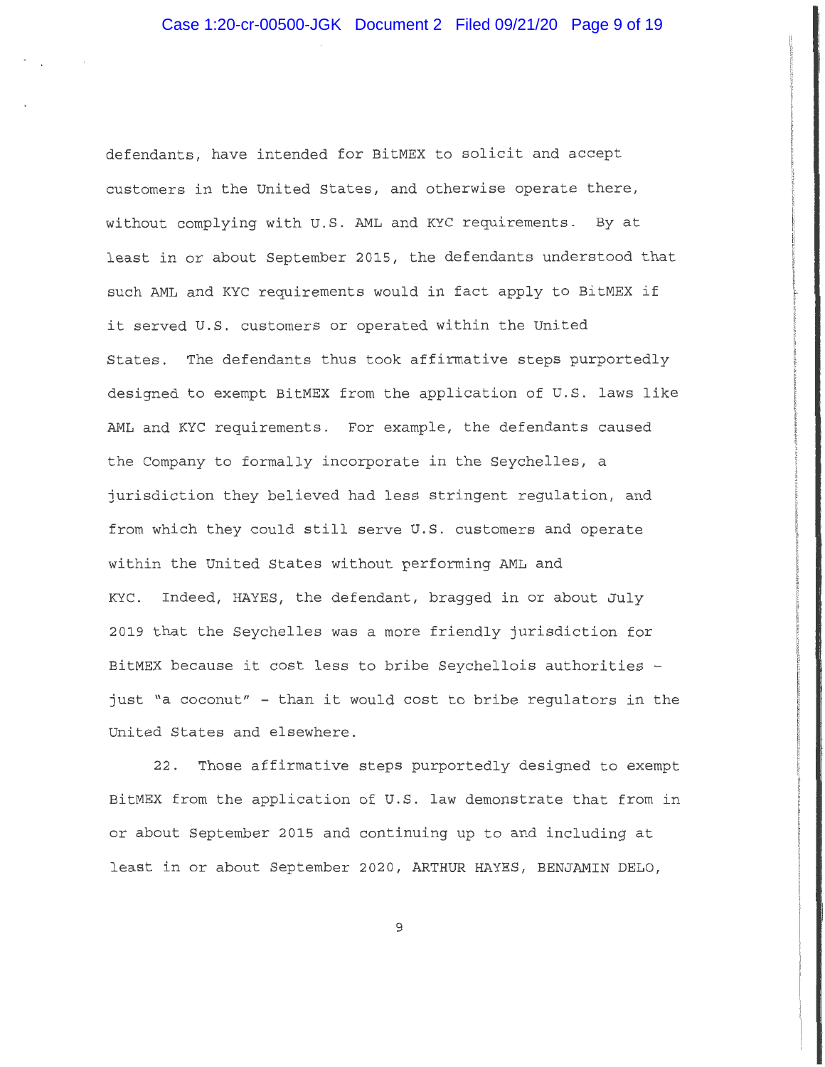defendants, have intended for BitMEX to solicit and accept customers in the United States, and otherwise operate there, without complying with U.S. AML and KYC requirements. By at least in or about September 2015, the defendants understood that such AML and KYC requirements would in fact apply to BitMEX if it served U.S. customers or operated within the United States. The defendants thus took affirmative steps purportedly designed to exempt BitMEX from the application of U.S. laws like AML and KYC requirements. For example, the defendants caused the Company to formally incorporate in the Seychelles, a jurisdiction they believed had less stringent regulation, and from which they could still serve U.S. customers and operate within the United States without performing AML and KYC. Indeed, HAYES, the defendant, bragged in or about July 2019 that the Seychelles was a more friendly jurisdiction for BitMEX because it cost less to bribe Seychellois authorities – just "a coconut" – than it would cost to bribe regulators in the United States and elsewhere.

22. Those affirmative steps purportedly designed to exempt BitMEX from the application of U.S. law demonstrate that from in or about September 2015 and continuing up to and including at least in or about September 2020, ARTHUR HAYES, BENJAMIN DELO,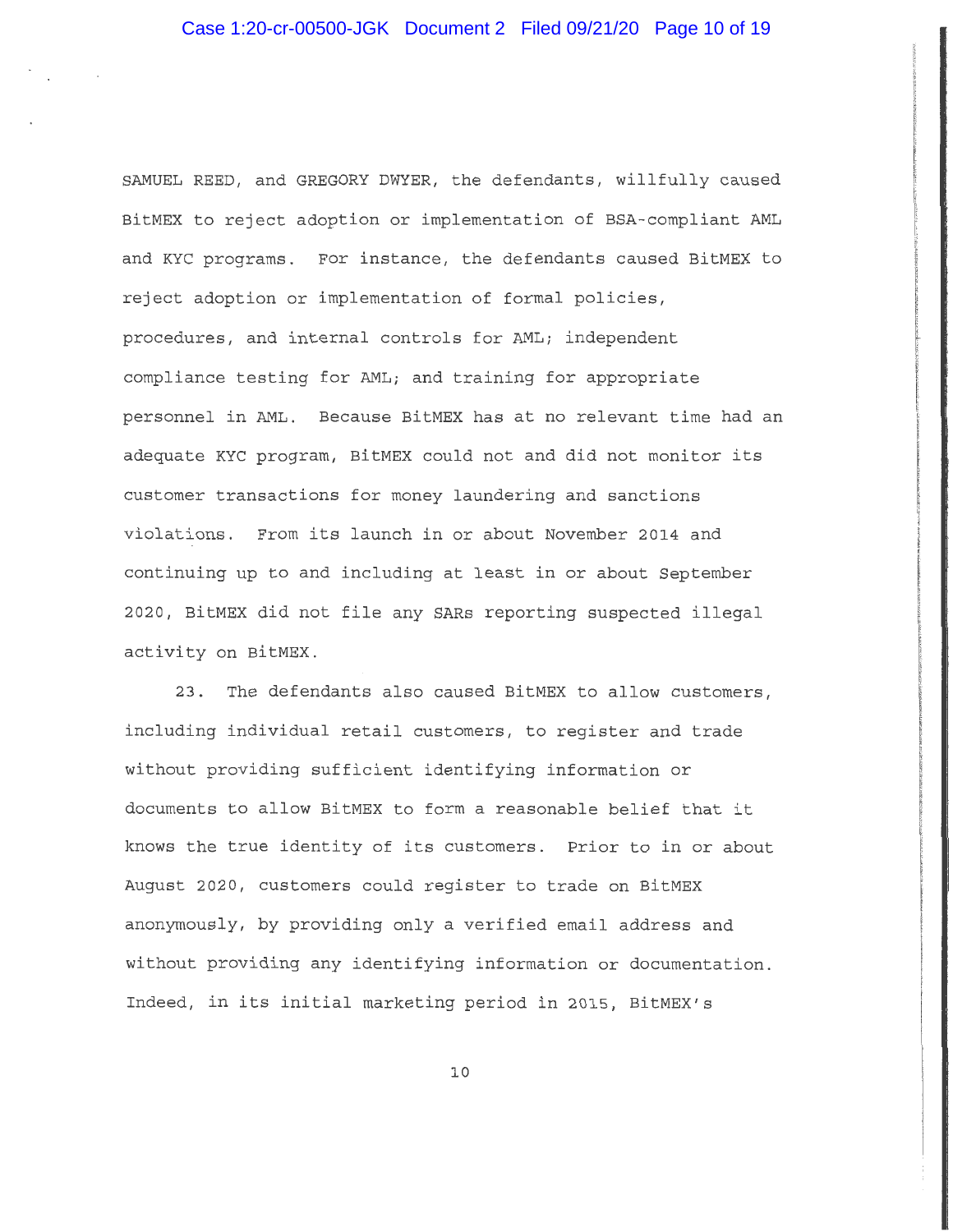SAMUEL REED, and GREGORY DWYER, the defendants, willfully caused BitMEX to reject adoption or implementation of BSA-compliant AML and KYC programs. For instance, the defendants caused BitMEX to reject adoption or implementation of formal policies, procedures, and internal controls for AML; independent compliance testing for AML; and training for appropriate personnel in AML. Because BitMEX has at no relevant time had an adequate KYC program, BitMEX could not and did not monitor its customer transactions for money laundering and sanctions violations. From its launch in or about November 2014 and continuing up to and including at least in or about September 2020, BitMEX did not file any SARs reporting suspected illegal activity on BitMEX.

23. The defendants also caused BitMEX to allow customers, including individual retail customers, to register and trade without providing sufficient identifying information or documents to allow BitMEX to form a reasonable belief that it knows the true identity of its customers. Prior to in or about August 2020, customers could register to trade on BitMEX anonymously, by providing only a verified email address and without providing any identifying information or documentation. Indeed, in its initial marketing period in 2015, BitMEX's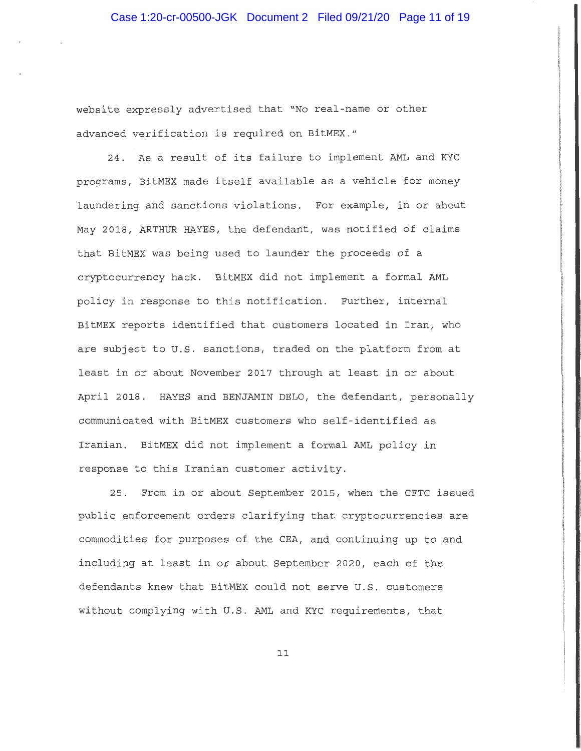website expressly advertised that "No real-name or other advanced verification is required on BitMEX."

24. As a result of its failure to implement AML and KYC programs, BitMEX made itself available as a vehicle for money laundering and sanctions violations. For example, in or about May 2018, ARTHUR HAYES, the defendant, was notified of claims that BitMEX was being used to launder the proceeds of a cryptocurrency hack. BitMEX did not implement a formal AML policy in response to this notification. Further, internal BitMEX reports identified that customers located in Iran, who are subject to U.S. sanctions, traded on the platform from at least in or about November 2017 through at least in or about April 2018. HAYES and BENJAMIN DELO, the defendant, personally communicated with BitMEX customers who self-identified as Iranian. BitMEX did not implement a formal AML policy in response to this Iranian customer activity.

25. From in or about September 2015, when the CFTC issued public enforcement orders clarifying that cryptocurrencies are commodities for purposes of the CEA, and continuing up to and including at least in or about September 2020, each of the defendants knew that BitMEX could not serve U.S. customers without complying with U.S. AML and KYC requirements, that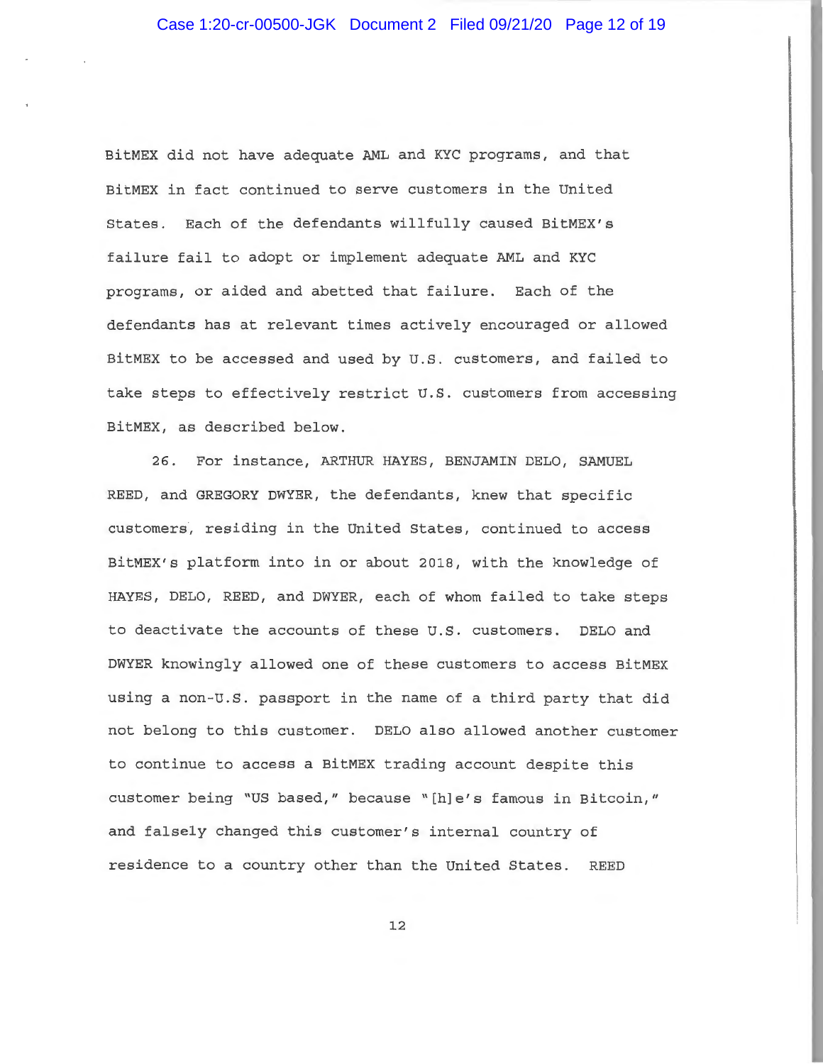BitMEX did not have adequate AML and KYC programs, and that BitMEX in fact continued to serve customers in the United States. Each of the defendants willfully caused BitMEX's failure fail to adopt or implement adequate AML and KYC programs, or aided and abetted that failure. Each of the defendants has at relevant times actively encouraged or allowed BitMEX to be accessed and used by U.S. customers, and failed to take steps to effectively restrict U.S. customers from accessing BitMEX, as described below.

26. For instance, ARTHUR HAYES, BENJAMIN DELO, SAMUEL REED, and GREGORY DWYER, the defendants, knew that specific customers, residing in the United States, continued to access BitMEX's platform into in or about 2018, with the knowledge of HAYES, DELO, REED, and DWYER, each of whom failed to take steps to deactivate the accounts of these U.S. customers. DELO and DWYER knowingly allowed one of these customers to access BitMEX using a non-U.S. passport in the name of a third party that did not belong to this customer. DELO also allowed another customer to continue to access a BitMEX trading account despite this customer being "US based," because "[h]e's famous in Bitcoin," and falsely changed this customer's internal country of residence to a country other than the United States. REED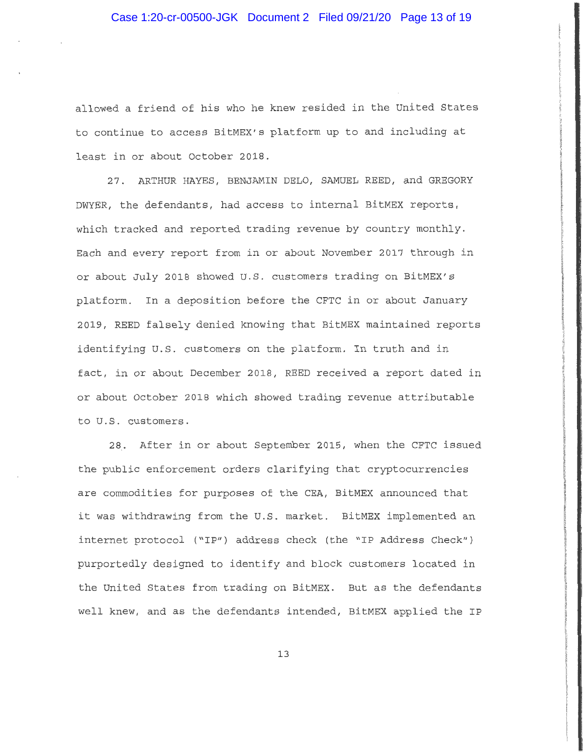allowed a friend of his who he knew resided in the United States to continue to access BitMEX's platform up to and including at least in or about October 2018.

27. ARTHUR HAYES, BENJAMIN DELO, SAMUEL REED, and GREGORY DWYER, the defendants, had access to internal BitMEX reports, which tracked and reported trading revenue by country monthly. Each and every report from in or about November 2017 through in or about July 2018 showed U.S. customers trading on BitMEX's platform. In a deposition before the CFTC in or about January 2019, REED falsely denied knowing that BitMEX maintained reports identifying U.S. customers on the platform. In truth and in fact, in or about December 2018, REED received a report dated in or about October 2018 which showed trading revenue attributable to U.S. customers.

28. After in or about September 2015, when the CFTC issued the public enforcement orders clarifying that cryptocurrencies are commodities for purposes of the CEA, BitMEX announced that it was withdrawing from the U.S. market. BitMEX implemented an internet protocol ("IP") address check (the "IP Address Check") purportedly designed to identify and block customers located in the United States from trading on BitMEX. But as the defendants well knew, and as the defendants intended, BitMEX applied the IP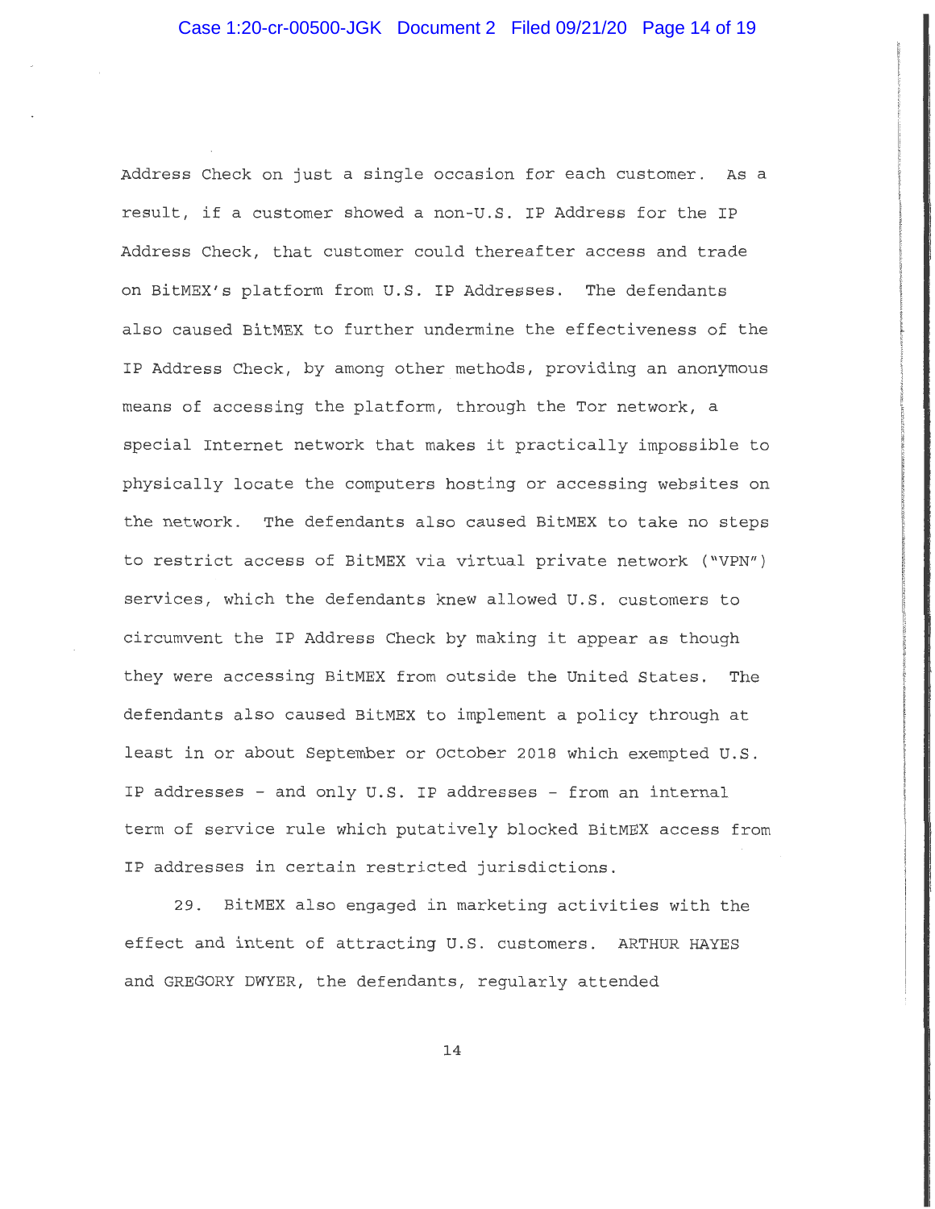Address Check on just a single occasion for each customer. As a result, if a customer showed a non-U.S. IP Address for the IP Address Check, that customer could thereafter access and trade on BitMEX's platform from U.S. IP Addresses. The defendants also caused BitMEX to further undermine the effectiveness of the IP Address Check, by among other methods, providing an anonymous means of accessing the platform, through the Tor network, a special Internet network that makes it practically impossible to physically locate the computers hosting or accessing websites on the network. The defendants also caused BitMEX to take no steps to restrict access of BitMEX via virtual private network ("VPN") services, which the defendants knew allowed U.S. customers to circumvent the IP Address Check by making it appear as though they were accessing BitMEX from outside the United States. The defendants also caused BitMEX to implement a policy through at least in or about September or October 2018 which exempted U.S. IP addresses - and only U.S. IP addresses - from an internal term of service rule which putatively blocked BitMEX access from IP addresses in certain restricted jurisdictions.

29. BitMEX also engaged in marketing activities with the effect and intent of attracting U.S. customers. ARTHUR HAYES and GREGORY DWYER, the defendants, regularly attended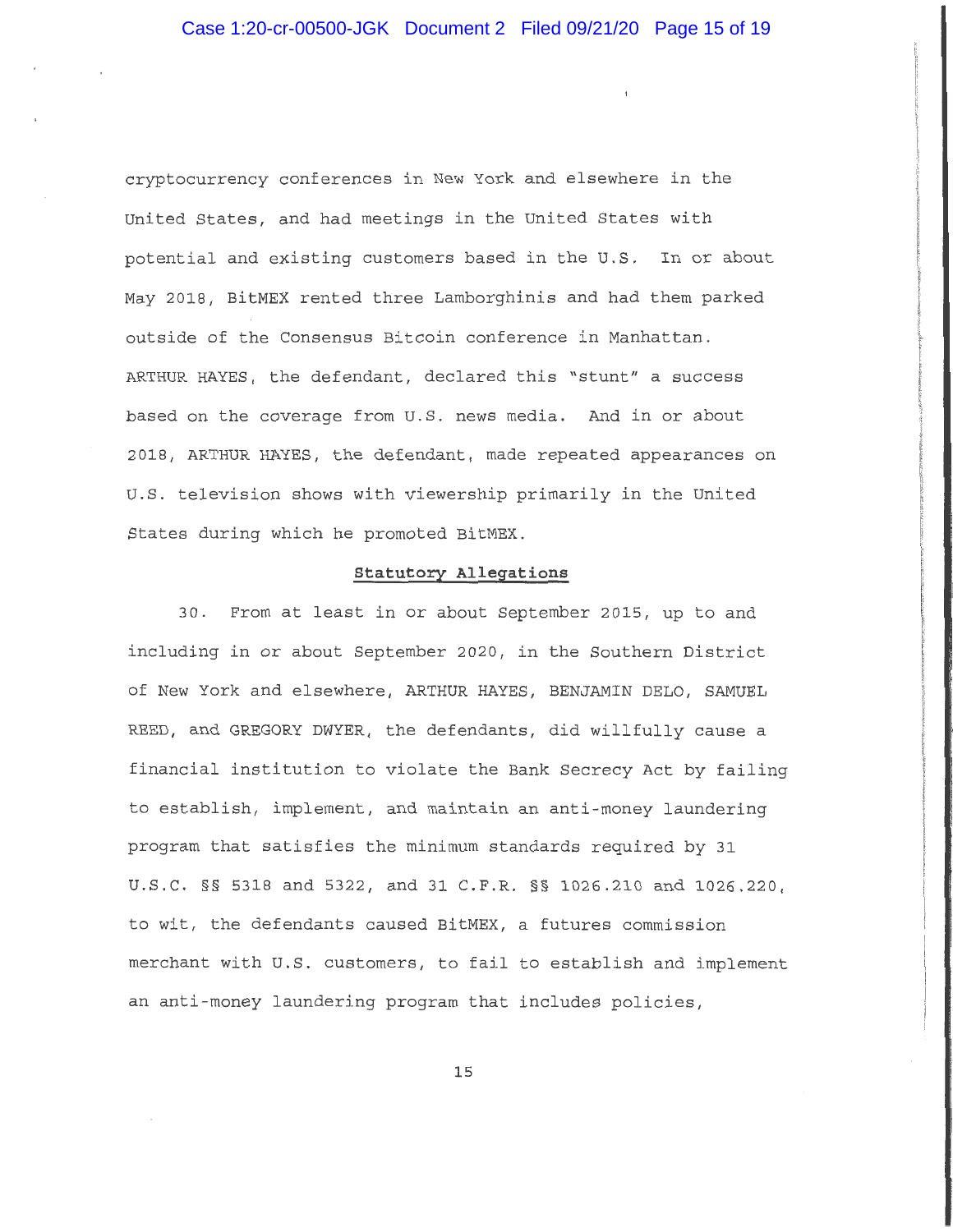cryptocurrency conferences in New York and elsewhere in the United States, and had meetings in the United States with potential and existing customers based in the U.S. In or about May 2018, BitMEX rented three Lamborghinis and had them parked outside of the Consensus Bitcoin conference in Manhattan. ARTHUR HAYES, the defendant, declared this "stunt" a success based on the coverage from U.S. news media. And in or about 2018, ARTHUR HAYES, the defendant, made repeated appearances on U.S. television shows with viewership primarily in the United States during which he promoted BitMEX.

## Statutory Allegations

30. From at least in or about September 2015, up to and including in or about September 2020, in the Southern District of New York and elsewhere, ARTHUR HAYES, BENJAMIN DELO, SAMUEL REED, and GREGORY DWYER, the defendants, did willfully cause a financial institution to violate the Bank Secrecy Act by failing to establish, implement, and maintain an anti-money laundering program that satisfies the minimum standards required by 31 U.S.C. §§ 5318 and 5322, and 31 C.F.R. §§ 1026.210 and 1026.220, to wit, the defendants caused BitMEX, a futures commission merchant with U.S. customers, to fail to establish and implement an anti-money laundering program that includes policies,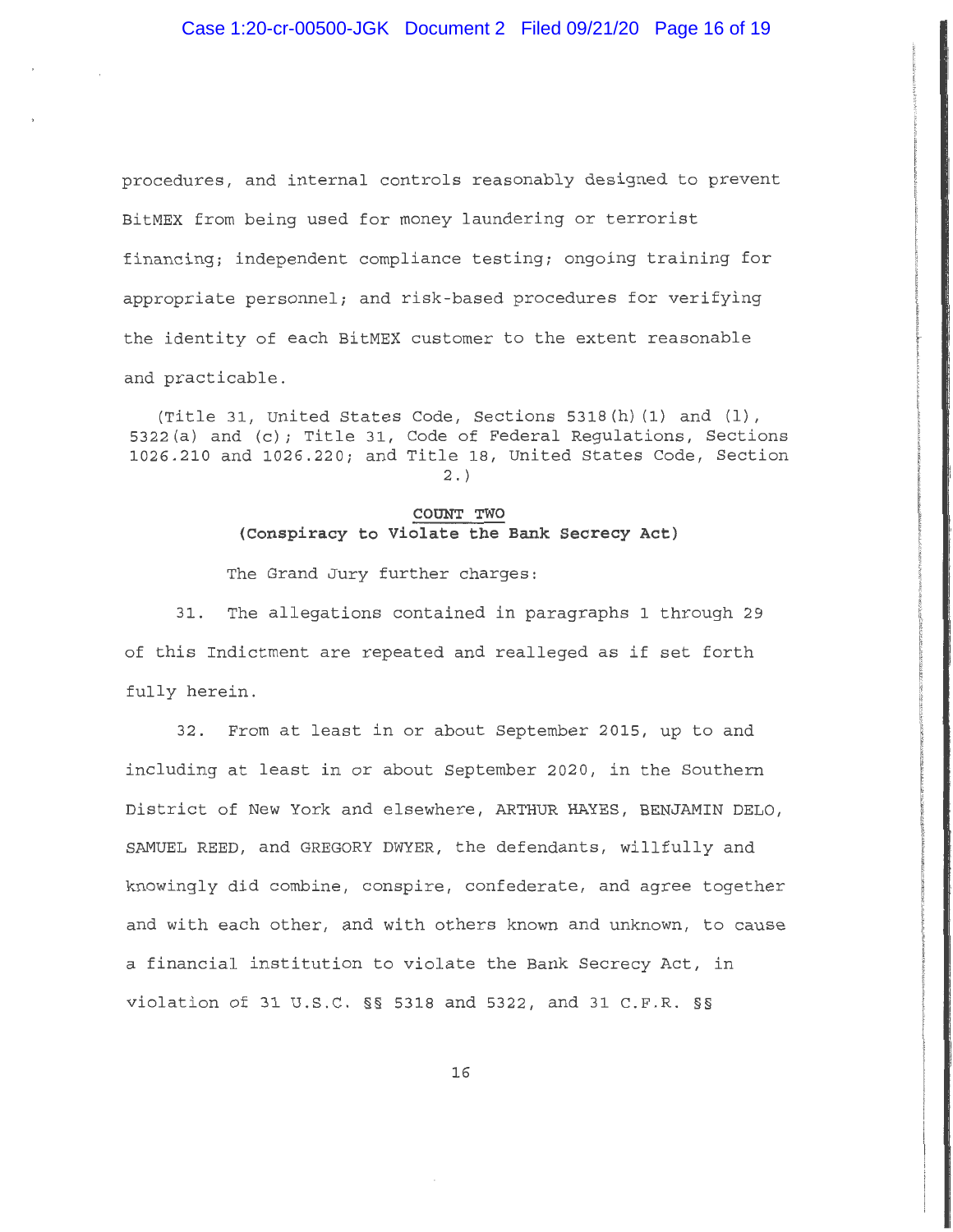procedures, and internal controls reasonably designed to prevent BitMEX from being used for money laundering or terrorist financing; independent compliance testing; ongoing training for appropriate personnel; and risk-based procedures for verifying the identity of each BitMEX customer to the extent reasonable and practicable.

(Title 31, United States Code, Sections 5318(h)(1) and (l), 5322(a) and (c); Title 31, Code of Federal Regulations, Sections 1026.210 and 1026.220; and Title 18, United States Code, Section 2.)

**COUNT TWO**
**(Conspiracy to Violate the Bank Secrecy Act)**

The Grand Jury further charges:

31. The allegations contained in paragraphs 1 through 29 of this Indictment are repeated and realleged as if set forth fully herein.

32. From at least in or about September 2015, up to and including at least in or about September 2020, in the Southern District of New York and elsewhere, ARTHUR HAYES, BENJAMIN DELO, SAMUEL REED, and GREGORY DWYER, the defendants, willfully and knowingly did combine, conspire, confederate, and agree together and with each other, and with others known and unknown, to cause a financial institution to violate the Bank Secrecy Act, in violation of 31 U.S.C. §§ 5318 and 5322, and 31 C.F.R. §§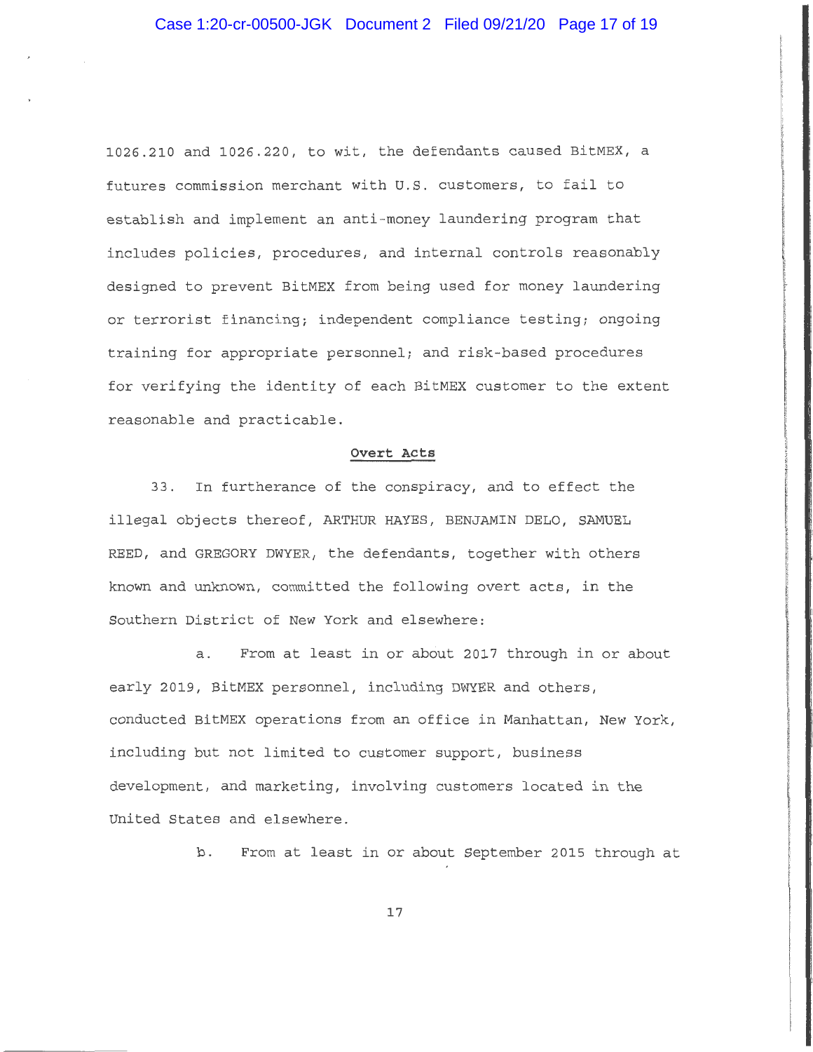1026.210 and 1026.220, to wit, the defendants caused BitMEX, a futures commission merchant with U.S. customers, to fail to establish and implement an anti-money laundering program that includes policies, procedures, and internal controls reasonably designed to prevent BitMEX from being used for money laundering or terrorist financing; independent compliance testing; ongoing training for appropriate personnel; and risk-based procedures for verifying the identity of each BitMEX customer to the extent reasonable and practicable.

## Overt Acts

33. In furtherance of the conspiracy, and to effect the illegal objects thereof, ARTHUR HAYES, BENJAMIN DELO, SAMUEL REED, and GREGORY DWYER, the defendants, together with others known and unknown, committed the following overt acts, in the Southern District of New York and elsewhere:

a. From at least in or about 2017 through in or about early 2019, BitMEX personnel, including DWYER and others, conducted BitMEX operations from an office in Manhattan, New York, including but not limited to customer support, business development, and marketing, involving customers located in the United States and elsewhere.

b. From at least in or about September 2015 through at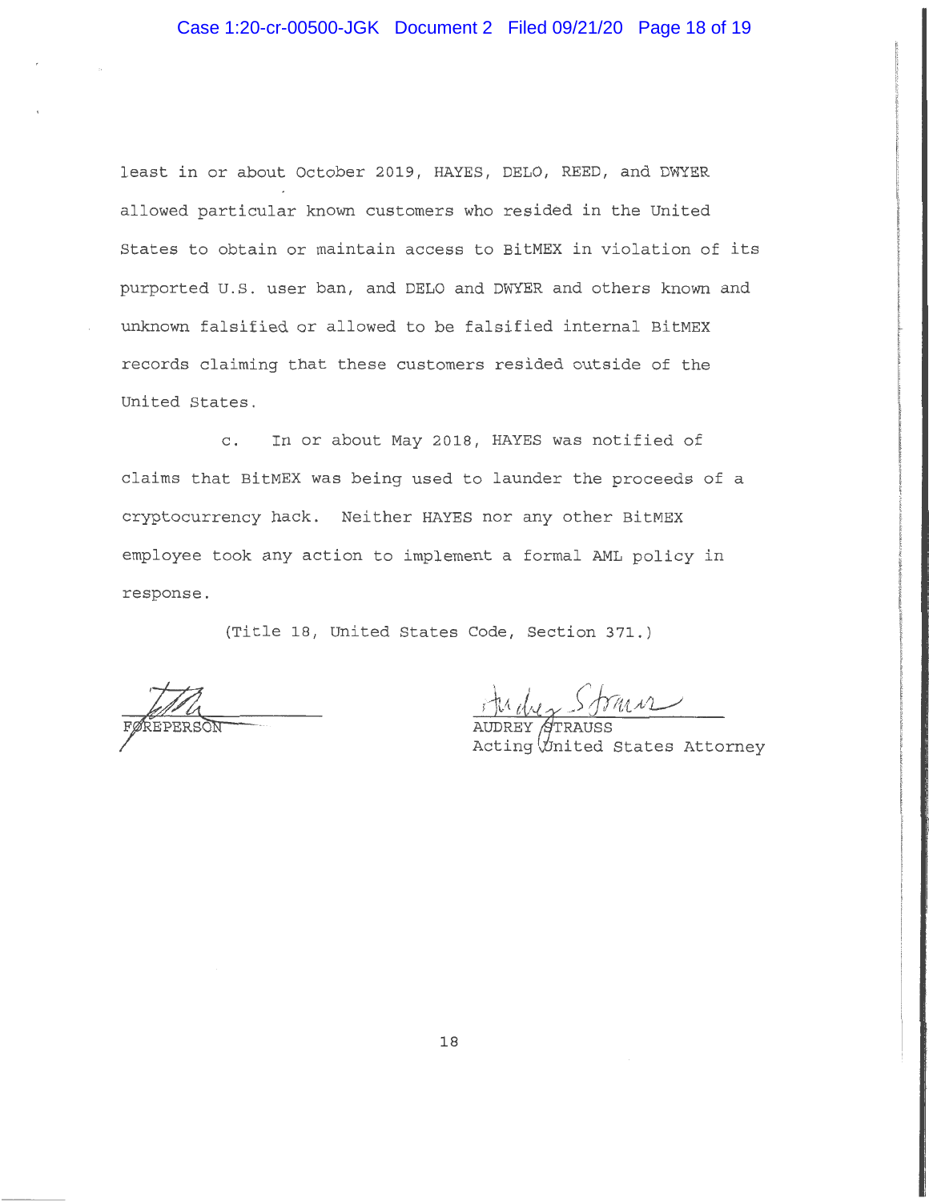least in or about October 2019, HAYES, DELO, REED, and DWYER allowed particular known customers who resided in the United States to obtain or maintain access to BitMEX in violation of its purported U.S. user ban, and DELO and DWYER and others known and unknown falsified or allowed to be falsified internal BitMEX records claiming that these customers resided outside of the United States.

c. In or about May 2018, HAYES was notified of claims that BitMEX was being used to launder the proceeds of a cryptocurrency hack. Neither HAYES nor any other BitMEX employee took any action to implement a formal AML policy in response.

(Title 18, United States Code, Section 371.)

FOREPERSON

AUDREY STRAUSS
Acting United States Attorney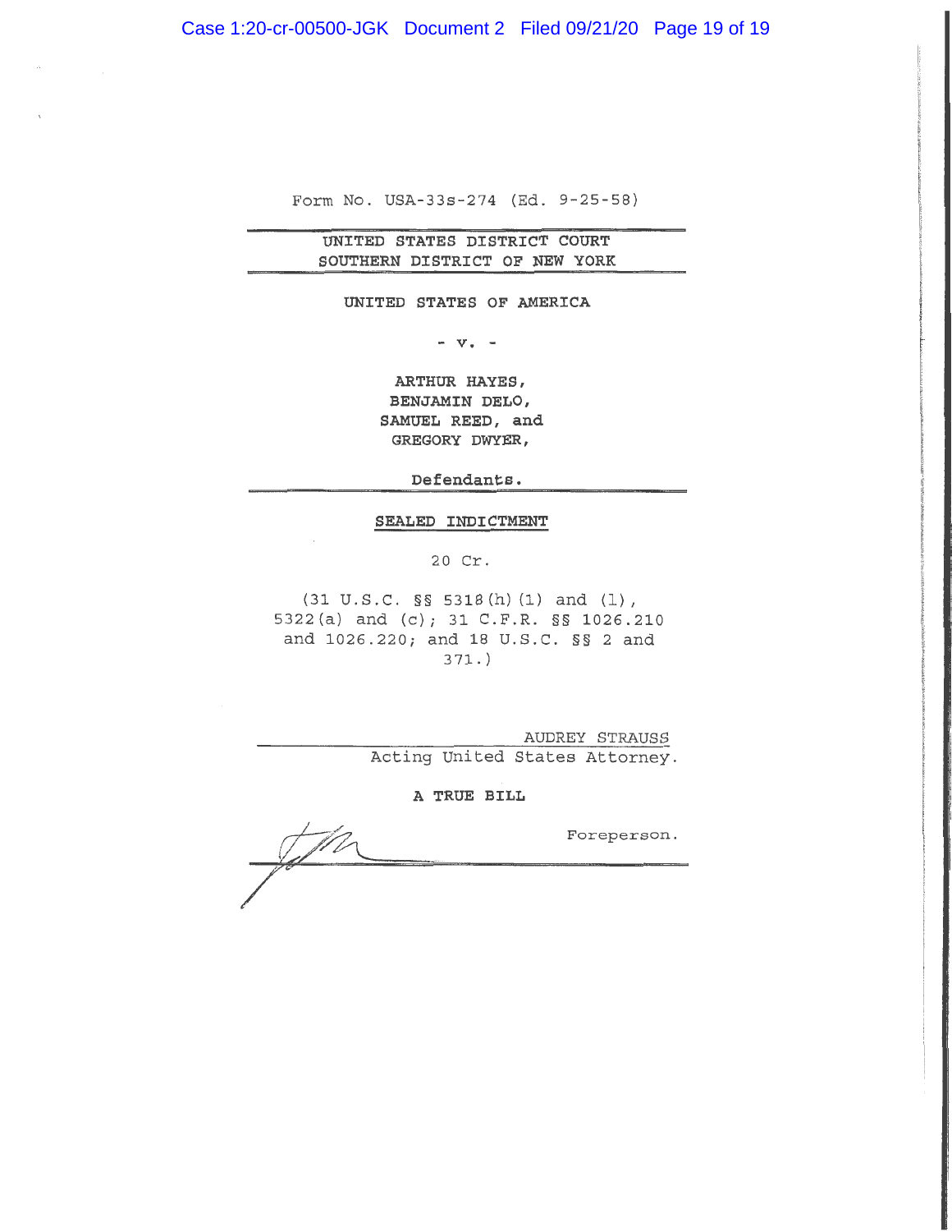Form No. USA-33s-274 (Ed. 9-25-58)

UNITED STATES DISTRICT COURT
SOUTHERN DISTRICT OF NEW YORK

UNITED STATES OF AMERICA

- v. -

**ARTHUR HAYES,**
**BENJAMIN DELO,**
**SAMUEL REED, and**
**GREGORY DWYER,**

**Defendants.**

**SEALED INDICTMENT**

20 Cr.

(31 U.S.C. §§ 5318(h)(1) and (1), 5322(a) and (c); 31 C.F.R. §§ 1026.210 and 1026.220; and 18 U.S.C. §§ 2 and 371.)

AUDREY STRAUSS
Acting United States Attorney.

**A TRUE BILL**

Foreperson.